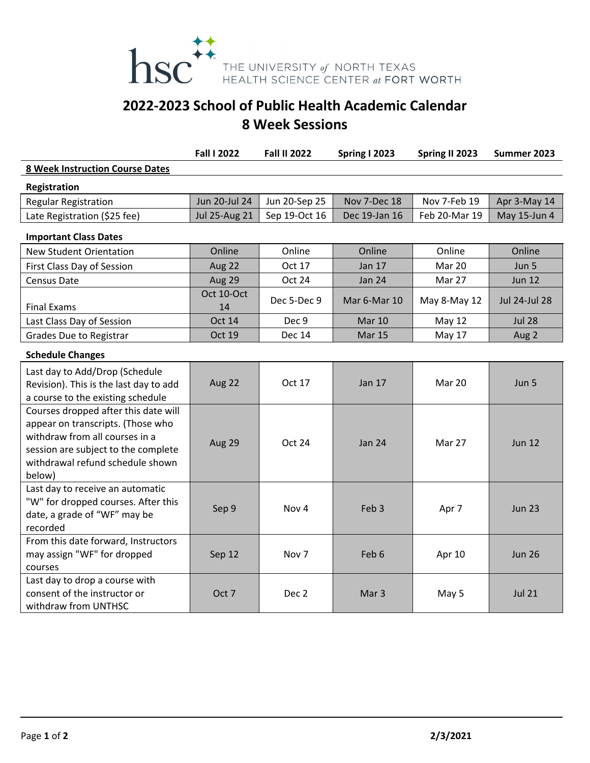THE UNIVERSITY *of* NORTH TEXAS HEALTH SCIENCE CENTER *at* FORT WORTH

# 2022-2023 School of Public Health Academic Calendar
## 8 Week Sessions

| | Fall I 2022 | Fall II 2022 | Spring I 2023 | Spring II 2023 | Summer 2023 |
|---|---|---|---|---|---|
| **8 Week Instruction Course Dates** | | | | | |
| **Registration** | | | | | |
| Regular Registration | Jun 20-Jul 24 | Jun 20-Sep 25 | Nov 7-Dec 18 | Nov 7-Feb 19 | Apr 3-May 14 |
| Late Registration ($25 fee) | Jul 25-Aug 21 | Sep 19-Oct 16 | Dec 19-Jan 16 | Feb 20-Mar 19 | May 15-Jun 4 |
| **Important Class Dates** | | | | | |
| New Student Orientation | Online | Online | Online | Online | Online |
| First Class Day of Session | Aug 22 | Oct 17 | Jan 17 | Mar 20 | Jun 5 |
| Census Date | Aug 29 | Oct 24 | Jan 24 | Mar 27 | Jun 12 |
| Final Exams | Oct 10-Oct 14 | Dec 5-Dec 9 | Mar 6-Mar 10 | May 8-May 12 | Jul 24-Jul 28 |
| Last Class Day of Session | Oct 14 | Dec 9 | Mar 10 | May 12 | Jul 28 |
| Grades Due to Registrar | Oct 19 | Dec 14 | Mar 15 | May 17 | Aug 2 |
| **Schedule Changes** | | | | | |
| Last day to Add/Drop (Schedule Revision). This is the last day to add a course to the existing schedule | Aug 22 | Oct 17 | Jan 17 | Mar 20 | Jun 5 |
| Courses dropped after this date will appear on transcripts. (Those who withdraw from all courses in a session are subject to the complete withdrawal refund schedule shown below) | Aug 29 | Oct 24 | Jan 24 | Mar 27 | Jun 12 |
| Last day to receive an automatic "W" for dropped courses. After this date, a grade of "WF" may be recorded | Sep 9 | Nov 4 | Feb 3 | Apr 7 | Jun 23 |
| From this date forward, Instructors may assign "WF" for dropped courses | Sep 12 | Nov 7 | Feb 6 | Apr 10 | Jun 26 |
| Last day to drop a course with consent of the instructor or withdraw from UNTHSC | Oct 7 | Dec 2 | Mar 3 | May 5 | Jul 21 |

2/3/2021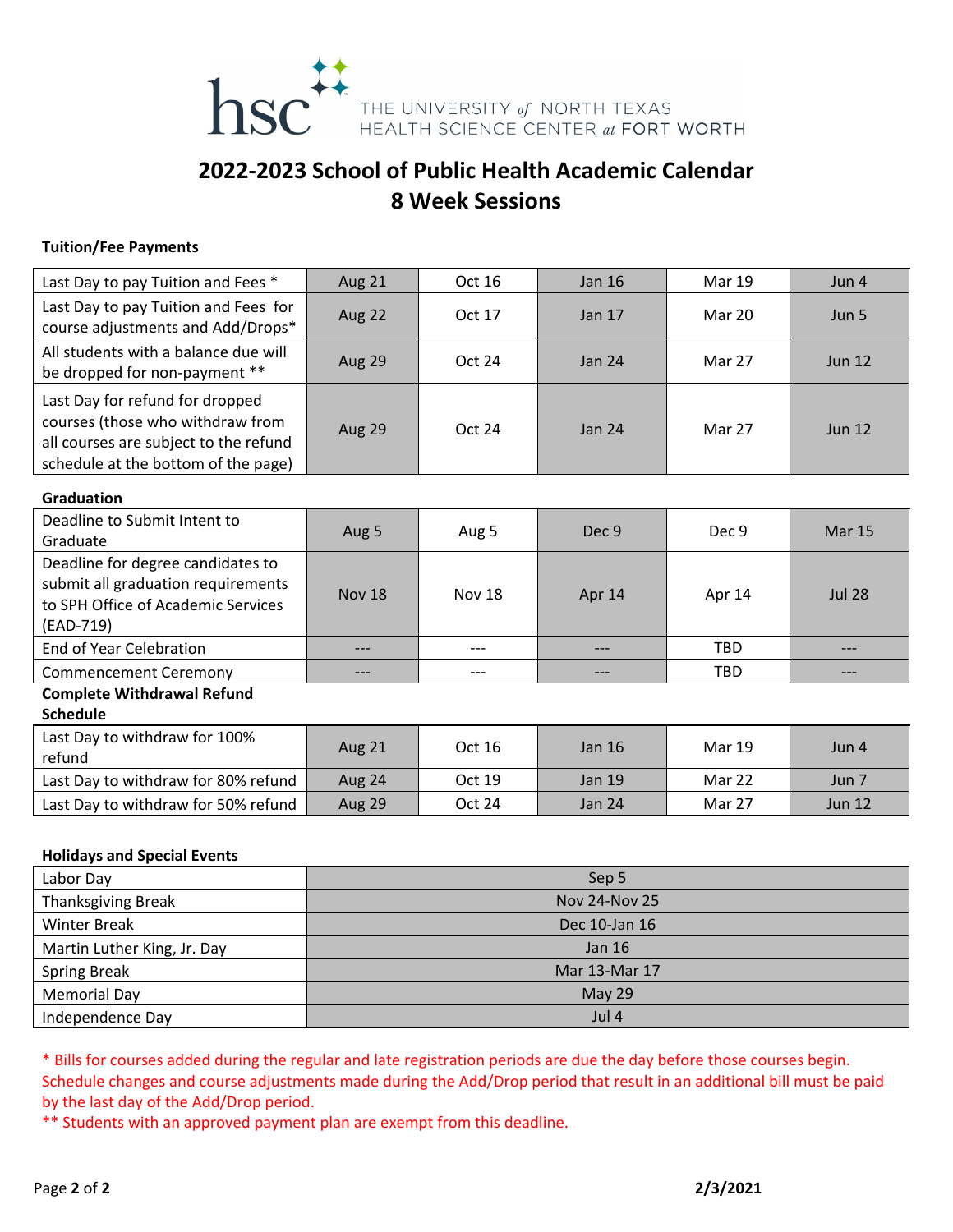hsc THE UNIVERSITY of NORTH TEXAS HEALTH SCIENCE CENTER at FORT WORTH

# 2022-2023 School of Public Health Academic Calendar
# 8 Week Sessions

**Tuition/Fee Payments**

| | | | | | |
|---|---|---|---|---|---|
| Last Day to pay Tuition and Fees * | Aug 21 | Oct 16 | Jan 16 | Mar 19 | Jun 4 |
| Last Day to pay Tuition and Fees for course adjustments and Add/Drops* | Aug 22 | Oct 17 | Jan 17 | Mar 20 | Jun 5 |
| All students with a balance due will be dropped for non-payment ** | Aug 29 | Oct 24 | Jan 24 | Mar 27 | Jun 12 |
| Last Day for refund for dropped courses (those who withdraw from all courses are subject to the refund schedule at the bottom of the page) | Aug 29 | Oct 24 | Jan 24 | Mar 27 | Jun 12 |

**Graduation**

| | | | | | |
|---|---|---|---|---|---|
| Deadline to Submit Intent to Graduate | Aug 5 | Aug 5 | Dec 9 | Dec 9 | Mar 15 |
| Deadline for degree candidates to submit all graduation requirements to SPH Office of Academic Services (EAD-719) | Nov 18 | Nov 18 | Apr 14 | Apr 14 | Jul 28 |
| End of Year Celebration | --- | --- | --- | TBD | --- |
| Commencement Ceremony | --- | --- | --- | TBD | --- |

**Complete Withdrawal Refund Schedule**

| | | | | | |
|---|---|---|---|---|---|
| Last Day to withdraw for 100% refund | Aug 21 | Oct 16 | Jan 16 | Mar 19 | Jun 4 |
| Last Day to withdraw for 80% refund | Aug 24 | Oct 19 | Jan 19 | Mar 22 | Jun 7 |
| Last Day to withdraw for 50% refund | Aug 29 | Oct 24 | Jan 24 | Mar 27 | Jun 12 |

**Holidays and Special Events**

| | |
|---|---|
| Labor Day | Sep 5 |
| Thanksgiving Break | Nov 24-Nov 25 |
| Winter Break | Dec 10-Jan 16 |
| Martin Luther King, Jr. Day | Jan 16 |
| Spring Break | Mar 13-Mar 17 |
| Memorial Day | May 29 |
| Independence Day | Jul 4 |

* Bills for courses added during the regular and late registration periods are due the day before those courses begin. Schedule changes and course adjustments made during the Add/Drop period that result in an additional bill must be paid by the last day of the Add/Drop period.

** Students with an approved payment plan are exempt from this deadline.

2/3/2021